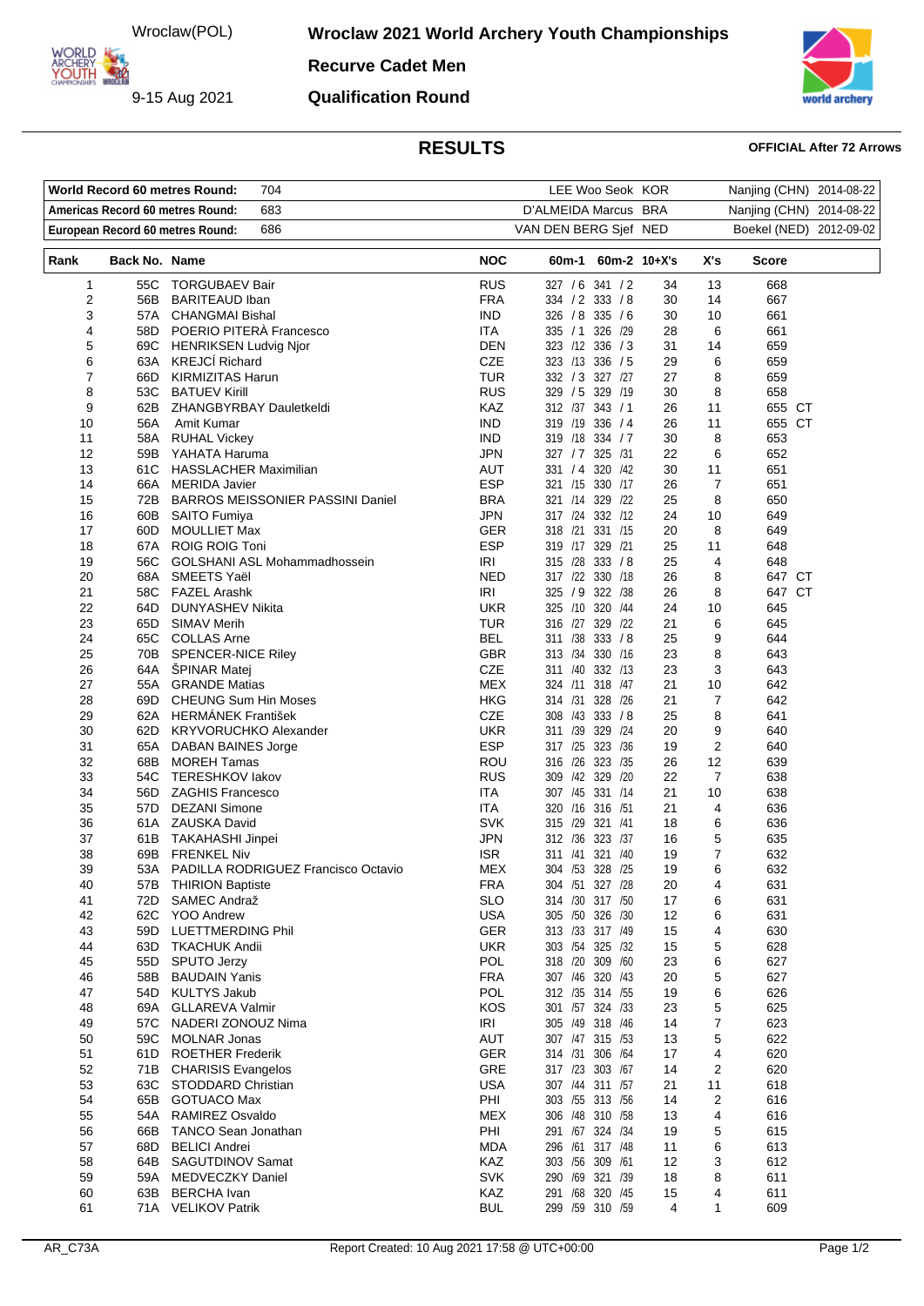# Wroclaw 2021 World Archery Youth Championships

Wroclaw(POL)

9-15 Aug 2021

## Recurve Cadet Men

## Qualification Round

## RESULTS

**OFFICIAL After 72 Arrows**

| | | | | |
|---|---|---|---|---|
| **World Record 60 metres Round:** | 704 | LEE Woo Seok KOR | Nanjing (CHN) | 2014-08-22 |
| **Americas Record 60 metres Round:** | 683 | D'ALMEIDA Marcus BRA | Nanjing (CHN) | 2014-08-22 |
| **European Record 60 metres Round:** | 686 | VAN DEN BERG Sjef NED | Boekel (NED) | 2012-09-02 |

| Rank | Back No. | Name | NOC | 60m-1 | 60m-2 | 10+X's | X's | Score |
|---|---|---|---|---|---|---|---|---|
| 1 | 55C | TORGUBAEV Bair | RUS | 327 / 6 | 341 / 2 | 34 | 13 | 668 |
| 2 | 56B | BARITEAUD Iban | FRA | 334 / 2 | 333 / 8 | 30 | 14 | 667 |
| 3 | 57A | CHANGMAI Bishal | IND | 326 / 8 | 335 / 6 | 30 | 10 | 661 |
| 4 | 58D | POERIO PITERÀ Francesco | ITA | 335 / 1 | 326 /29 | 28 | 6 | 661 |
| 5 | 69C | HENRIKSEN Ludvig Njor | DEN | 323 /12 | 336 / 3 | 31 | 14 | 659 |
| 6 | 63A | KREJCÍ Richard | CZE | 323 /13 | 336 / 5 | 29 | 6 | 659 |
| 7 | 66D | KIRMIZITAS Harun | TUR | 332 / 3 | 327 /27 | 27 | 8 | 659 |
| 8 | 53C | BATUEV Kirill | RUS | 329 / 5 | 329 /19 | 30 | 8 | 658 |
| 9 | 62B | ZHANGBYRBAY Dauletkeldi | KAZ | 312 /37 | 343 / 1 | 26 | 11 | 655 CT |
| 10 | 56A | Amit Kumar | IND | 319 /19 | 336 / 4 | 26 | 11 | 655 CT |
| 11 | 58A | RUHAL Vickey | IND | 319 /18 | 334 / 7 | 30 | 8 | 653 |
| 12 | 59B | YAHATA Haruma | JPN | 327 / 7 | 325 /31 | 22 | 6 | 652 |
| 13 | 61C | HASSLACHER Maximilian | AUT | 331 / 4 | 320 /42 | 30 | 11 | 651 |
| 14 | 66A | MERIDA Javier | ESP | 321 /15 | 330 /17 | 26 | 7 | 651 |
| 15 | 72B | BARROS MEISSONIER PASSINI Daniel | BRA | 321 /14 | 329 /22 | 25 | 8 | 650 |
| 16 | 60B | SAITO Fumiya | JPN | 317 /24 | 332 /12 | 24 | 10 | 649 |
| 17 | 60D | MOULLIET Max | GER | 318 /21 | 331 /15 | 20 | 8 | 649 |
| 18 | 67A | ROIG ROIG Toni | ESP | 319 /17 | 329 /21 | 25 | 11 | 648 |
| 19 | 56C | GOLSHANI ASL Mohammadhossein | IRI | 315 /28 | 333 / 8 | 25 | 4 | 648 |
| 20 | 68A | SMEETS Yaël | NED | 317 /22 | 330 /18 | 26 | 8 | 647 CT |
| 21 | 58C | FAZEL Arashk | IRI | 325 / 9 | 322 /38 | 26 | 8 | 647 CT |
| 22 | 64D | DUNYASHEV Nikita | UKR | 325 /10 | 320 /44 | 24 | 10 | 645 |
| 23 | 65D | SIMAV Merih | TUR | 316 /27 | 329 /22 | 21 | 6 | 645 |
| 24 | 65C | COLLAS Arne | BEL | 311 /38 | 333 / 8 | 25 | 9 | 644 |
| 25 | 70B | SPENCER-NICE Riley | GBR | 313 /34 | 330 /16 | 23 | 8 | 643 |
| 26 | 64A | ŠPINAR Matej | CZE | 311 /40 | 332 /13 | 23 | 3 | 643 |
| 27 | 55A | GRANDE Matias | MEX | 324 /11 | 318 /47 | 21 | 10 | 642 |
| 28 | 69D | CHEUNG Sum Hin Moses | HKG | 314 /31 | 328 /26 | 21 | 7 | 642 |
| 29 | 62A | HERMÁNEK František | CZE | 308 /43 | 333 / 8 | 25 | 8 | 641 |
| 30 | 62D | KRYVORUCHKO Alexander | UKR | 311 /39 | 329 /24 | 20 | 9 | 640 |
| 31 | 65A | DABAN BAINES Jorge | ESP | 317 /25 | 323 /36 | 19 | 2 | 640 |
| 32 | 68B | MOREH Tamas | ROU | 316 /26 | 323 /35 | 26 | 12 | 639 |
| 33 | 54C | TERESHKOV Iakov | RUS | 309 /42 | 329 /20 | 22 | 7 | 638 |
| 34 | 56D | ZAGHIS Francesco | ITA | 307 /45 | 331 /14 | 21 | 10 | 638 |
| 35 | 57D | DEZANI Simone | ITA | 320 /16 | 316 /51 | 21 | 4 | 636 |
| 36 | 61A | ZAUSKA David | SVK | 315 /29 | 321 /41 | 18 | 6 | 636 |
| 37 | 61B | TAKAHASHI Jinpei | JPN | 312 /36 | 323 /37 | 16 | 5 | 635 |
| 38 | 69B | FRENKEL Niv | ISR | 311 /41 | 321 /40 | 19 | 7 | 632 |
| 39 | 53A | PADILLA RODRIGUEZ Francisco Octavio | MEX | 304 /53 | 328 /25 | 19 | 6 | 632 |
| 40 | 57B | THIRION Baptiste | FRA | 304 /51 | 327 /28 | 20 | 4 | 631 |
| 41 | 72D | SAMEC Andraž | SLO | 314 /30 | 317 /50 | 17 | 6 | 631 |
| 42 | 62C | YOO Andrew | USA | 305 /50 | 326 /30 | 12 | 6 | 631 |
| 43 | 59D | LUETTMERDING Phil | GER | 313 /33 | 317 /49 | 15 | 4 | 630 |
| 44 | 63D | TKACHUK Andii | UKR | 303 /54 | 325 /32 | 15 | 5 | 628 |
| 45 | 55D | SPUTO Jerzy | POL | 318 /20 | 309 /60 | 23 | 6 | 627 |
| 46 | 58B | BAUDAIN Yanis | FRA | 307 /46 | 320 /43 | 20 | 5 | 627 |
| 47 | 54D | KULTYS Jakub | POL | 312 /35 | 314 /55 | 19 | 6 | 626 |
| 48 | 69A | GLLAREVA Valmir | KOS | 301 /57 | 324 /33 | 23 | 5 | 625 |
| 49 | 57C | NADERI ZONOUZ Nima | IRI | 305 /49 | 318 /46 | 14 | 7 | 623 |
| 50 | 59C | MOLNAR Jonas | AUT | 307 /47 | 315 /53 | 13 | 5 | 622 |
| 51 | 61D | ROETHER Frederik | GER | 314 /31 | 306 /64 | 17 | 4 | 620 |
| 52 | 71B | CHARISIS Evangelos | GRE | 317 /23 | 303 /67 | 14 | 2 | 620 |
| 53 | 63C | STODDARD Christian | USA | 307 /44 | 311 /57 | 21 | 11 | 618 |
| 54 | 65B | GOTUACO Max | PHI | 303 /55 | 313 /56 | 14 | 2 | 616 |
| 55 | 54A | RAMIREZ Osvaldo | MEX | 306 /48 | 310 /58 | 13 | 4 | 616 |
| 56 | 66B | TANCO Sean Jonathan | PHI | 291 /67 | 324 /34 | 19 | 5 | 615 |
| 57 | 68D | BELICI Andrei | MDA | 296 /61 | 317 /48 | 11 | 6 | 613 |
| 58 | 64B | SAGUTDINOV Samat | KAZ | 303 /56 | 309 /61 | 12 | 3 | 612 |
| 59 | 59A | MEDVECZKY Daniel | SVK | 290 /69 | 321 /39 | 18 | 8 | 611 |
| 60 | 63B | BERCHA Ivan | KAZ | 291 /68 | 320 /45 | 15 | 4 | 611 |
| 61 | 71A | VELIKOV Patrik | BUL | 299 /59 | 310 /59 | 4 | 1 | 609 |

AR_C73A Report Created: 10 Aug 2021 17:58 @ UTC+00:00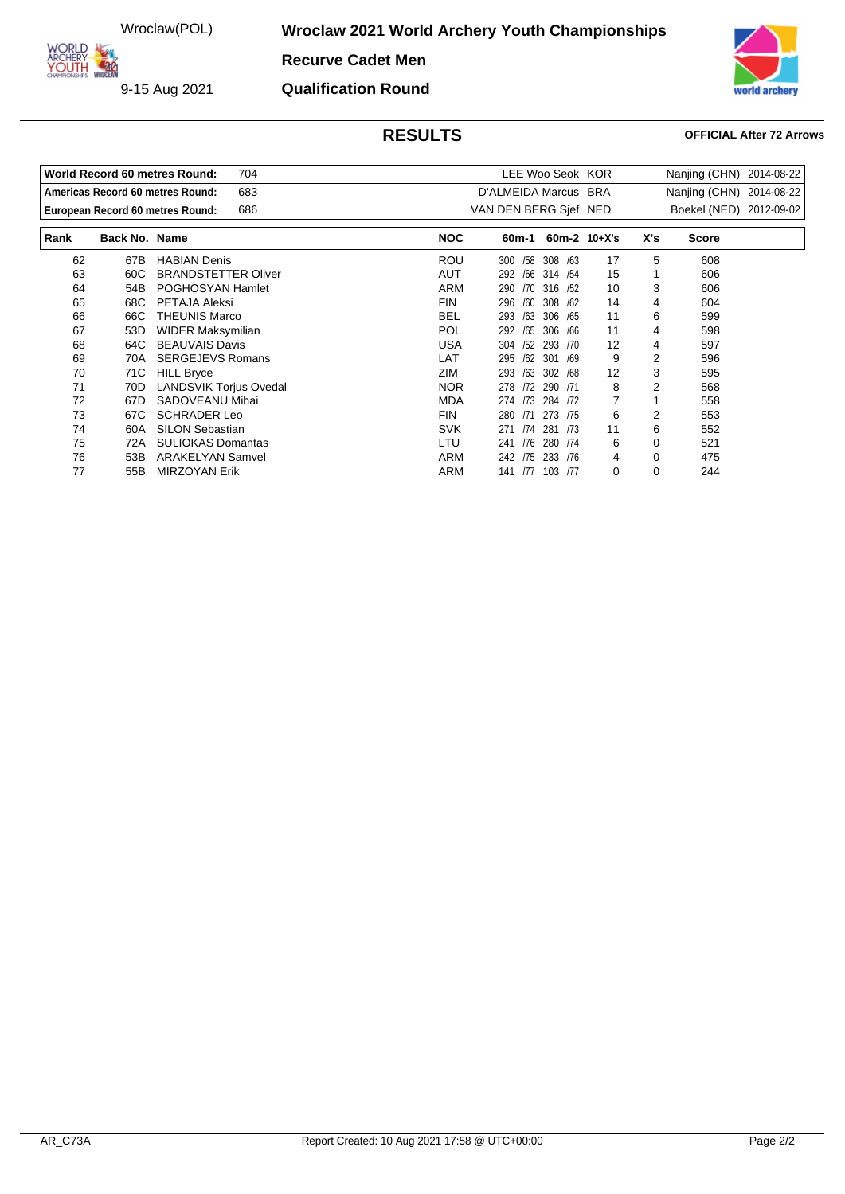Wroclaw(POL)

9-15 Aug 2021

# Wroclaw 2021 World Archery Youth Championships

## Recurve Cadet Men

## Qualification Round

### RESULTS

**OFFICIAL After 72 Arrows**

| | | | | |
|---|---|---|---|---|
| **World Record 60 metres Round:** | 704 | LEE Woo Seok KOR | Nanjing (CHN) | 2014-08-22 |
| **Americas Record 60 metres Round:** | 683 | D'ALMEIDA Marcus BRA | Nanjing (CHN) | 2014-08-22 |
| **European Record 60 metres Round:** | 686 | VAN DEN BERG Sjef NED | Boekel (NED) | 2012-09-02 |

| Rank | Back No. | Name | NOC | 60m-1 | 60m-2 | 10+X's | X's | Score |
|---|---|---|---|---|---|---|---|---|
| 62 | 67B | HABIAN Denis | ROU | 300 /58 | 308 /63 | 17 | 5 | 608 |
| 63 | 60C | BRANDSTETTER Oliver | AUT | 292 /66 | 314 /54 | 15 | 1 | 606 |
| 64 | 54B | POGHOSYAN Hamlet | ARM | 290 /70 | 316 /52 | 10 | 3 | 606 |
| 65 | 68C | PETAJA Aleksi | FIN | 296 /60 | 308 /62 | 14 | 4 | 604 |
| 66 | 66C | THEUNIS Marco | BEL | 293 /63 | 306 /65 | 11 | 6 | 599 |
| 67 | 53D | WIDER Maksymilian | POL | 292 /65 | 306 /66 | 11 | 4 | 598 |
| 68 | 64C | BEAUVAIS Davis | USA | 304 /52 | 293 /70 | 12 | 4 | 597 |
| 69 | 70A | SERGEJEVS Romans | LAT | 295 /62 | 301 /69 | 9 | 2 | 596 |
| 70 | 71C | HILL Bryce | ZIM | 293 /63 | 302 /68 | 12 | 3 | 595 |
| 71 | 70D | LANDSVIK Torjus Ovedal | NOR | 278 /72 | 290 /71 | 8 | 2 | 568 |
| 72 | 67D | SADOVEANU Mihai | MDA | 274 /73 | 284 /72 | 7 | 1 | 558 |
| 73 | 67C | SCHRADER Leo | FIN | 280 /71 | 273 /75 | 6 | 2 | 553 |
| 74 | 60A | SILON Sebastian | SVK | 271 /74 | 281 /73 | 11 | 6 | 552 |
| 75 | 72A | SULIOKAS Domantas | LTU | 241 /76 | 280 /74 | 6 | 0 | 521 |
| 76 | 53B | ARAKELYAN Samvel | ARM | 242 /75 | 233 /76 | 4 | 0 | 475 |
| 77 | 55B | MIRZOYAN Erik | ARM | 141 /77 | 103 /77 | 0 | 0 | 244 |

AR_C73A — Report Created: 10 Aug 2021 17:58 @ UTC+00:00